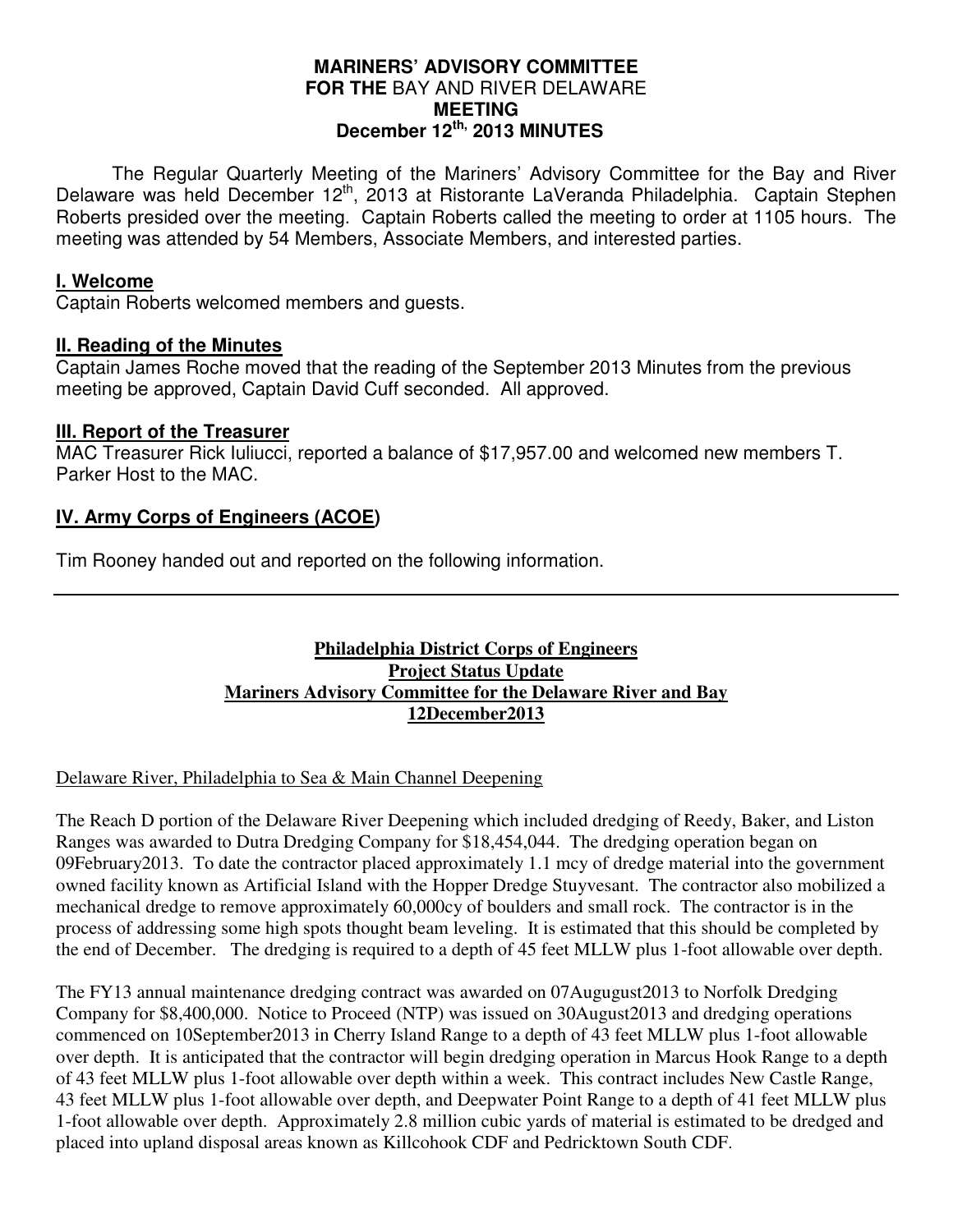**MARINERS' ADVISORY COMMITTEE**
**FOR THE** BAY AND RIVER DELAWARE
**MEETING**
**December 12th, 2013 MINUTES**

The Regular Quarterly Meeting of the Mariners' Advisory Committee for the Bay and River Delaware was held December 12th, 2013 at Ristorante LaVeranda Philadelphia. Captain Stephen Roberts presided over the meeting. Captain Roberts called the meeting to order at 1105 hours. The meeting was attended by 54 Members, Associate Members, and interested parties.

## I. Welcome

Captain Roberts welcomed members and guests.

## II. Reading of the Minutes

Captain James Roche moved that the reading of the September 2013 Minutes from the previous meeting be approved, Captain David Cuff seconded. All approved.

## III. Report of the Treasurer

MAC Treasurer Rick Iuliucci, reported a balance of $17,957.00 and welcomed new members T. Parker Host to the MAC.

## IV. Army Corps of Engineers (ACOE)

Tim Rooney handed out and reported on the following information.

---

**Philadelphia District Corps of Engineers**
**Project Status Update**
**Mariners Advisory Committee for the Delaware River and Bay**
**12December2013**

Delaware River, Philadelphia to Sea & Main Channel Deepening

The Reach D portion of the Delaware River Deepening which included dredging of Reedy, Baker, and Liston Ranges was awarded to Dutra Dredging Company for $18,454,044. The dredging operation began on 09February2013. To date the contractor placed approximately 1.1 mcy of dredge material into the government owned facility known as Artificial Island with the Hopper Dredge Stuyvesant. The contractor also mobilized a mechanical dredge to remove approximately 60,000cy of boulders and small rock. The contractor is in the process of addressing some high spots thought beam leveling. It is estimated that this should be completed by the end of December. The dredging is required to a depth of 45 feet MLLW plus 1-foot allowable over depth.

The FY13 annual maintenance dredging contract was awarded on 07Augugust2013 to Norfolk Dredging Company for $8,400,000. Notice to Proceed (NTP) was issued on 30August2013 and dredging operations commenced on 10September2013 in Cherry Island Range to a depth of 43 feet MLLW plus 1-foot allowable over depth. It is anticipated that the contractor will begin dredging operation in Marcus Hook Range to a depth of 43 feet MLLW plus 1-foot allowable over depth within a week. This contract includes New Castle Range, 43 feet MLLW plus 1-foot allowable over depth, and Deepwater Point Range to a depth of 41 feet MLLW plus 1-foot allowable over depth. Approximately 2.8 million cubic yards of material is estimated to be dredged and placed into upland disposal areas known as Killcohook CDF and Pedricktown South CDF.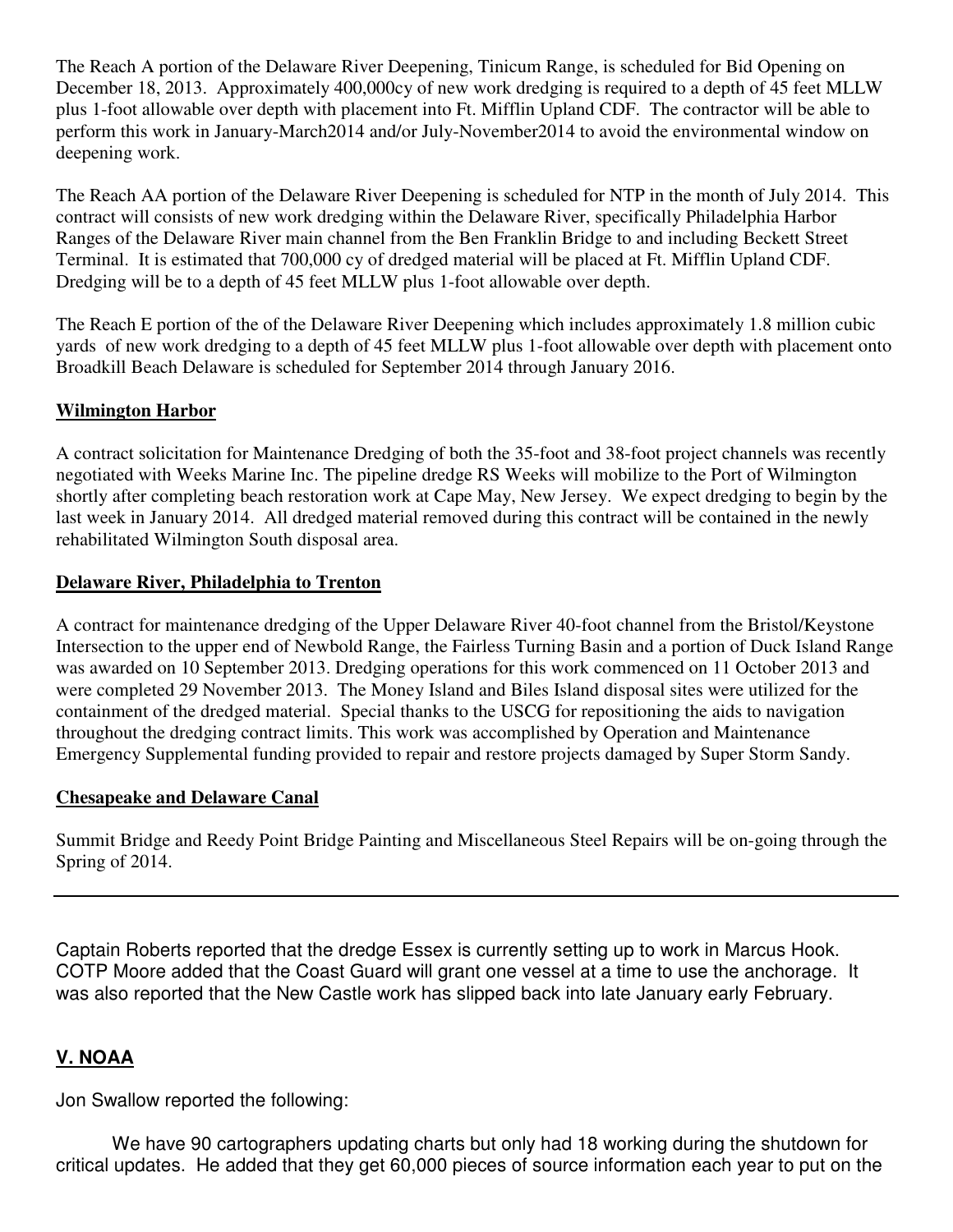The Reach A portion of the Delaware River Deepening, Tinicum Range, is scheduled for Bid Opening on December 18, 2013. Approximately 400,000cy of new work dredging is required to a depth of 45 feet MLLW plus 1-foot allowable over depth with placement into Ft. Mifflin Upland CDF. The contractor will be able to perform this work in January-March2014 and/or July-November2014 to avoid the environmental window on deepening work.

The Reach AA portion of the Delaware River Deepening is scheduled for NTP in the month of July 2014. This contract will consists of new work dredging within the Delaware River, specifically Philadelphia Harbor Ranges of the Delaware River main channel from the Ben Franklin Bridge to and including Beckett Street Terminal. It is estimated that 700,000 cy of dredged material will be placed at Ft. Mifflin Upland CDF. Dredging will be to a depth of 45 feet MLLW plus 1-foot allowable over depth.

The Reach E portion of the of the Delaware River Deepening which includes approximately 1.8 million cubic yards of new work dredging to a depth of 45 feet MLLW plus 1-foot allowable over depth with placement onto Broadkill Beach Delaware is scheduled for September 2014 through January 2016.

**Wilmington Harbor**

A contract solicitation for Maintenance Dredging of both the 35-foot and 38-foot project channels was recently negotiated with Weeks Marine Inc. The pipeline dredge RS Weeks will mobilize to the Port of Wilmington shortly after completing beach restoration work at Cape May, New Jersey. We expect dredging to begin by the last week in January 2014. All dredged material removed during this contract will be contained in the newly rehabilitated Wilmington South disposal area.

**Delaware River, Philadelphia to Trenton**

A contract for maintenance dredging of the Upper Delaware River 40-foot channel from the Bristol/Keystone Intersection to the upper end of Newbold Range, the Fairless Turning Basin and a portion of Duck Island Range was awarded on 10 September 2013. Dredging operations for this work commenced on 11 October 2013 and were completed 29 November 2013. The Money Island and Biles Island disposal sites were utilized for the containment of the dredged material. Special thanks to the USCG for repositioning the aids to navigation throughout the dredging contract limits. This work was accomplished by Operation and Maintenance Emergency Supplemental funding provided to repair and restore projects damaged by Super Storm Sandy.

**Chesapeake and Delaware Canal**

Summit Bridge and Reedy Point Bridge Painting and Miscellaneous Steel Repairs will be on-going through the Spring of 2014.

---

Captain Roberts reported that the dredge Essex is currently setting up to work in Marcus Hook. COTP Moore added that the Coast Guard will grant one vessel at a time to use the anchorage. It was also reported that the New Castle work has slipped back into late January early February.

## V. NOAA

Jon Swallow reported the following:

We have 90 cartographers updating charts but only had 18 working during the shutdown for critical updates. He added that they get 60,000 pieces of source information each year to put on the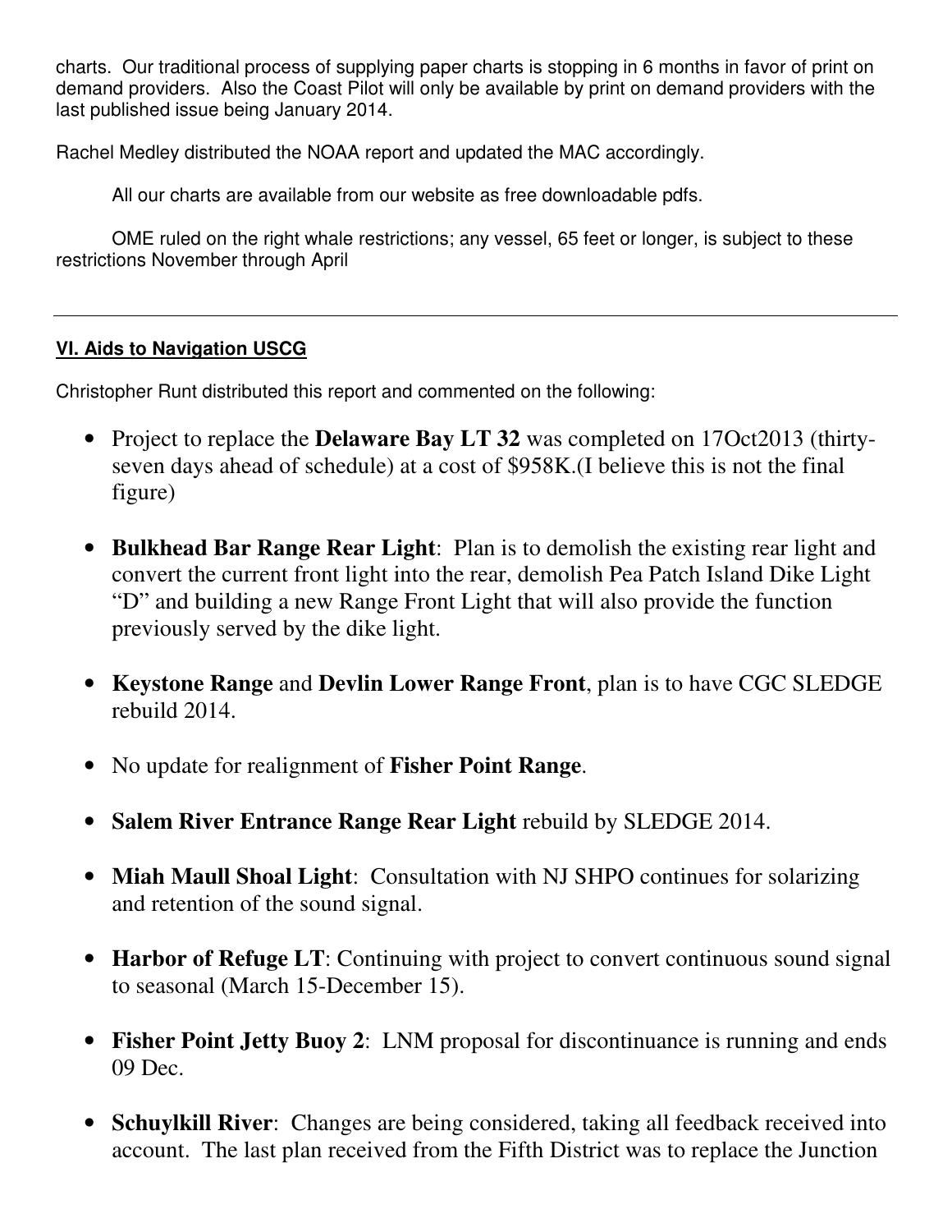charts. Our traditional process of supplying paper charts is stopping in 6 months in favor of print on demand providers. Also the Coast Pilot will only be available by print on demand providers with the last published issue being January 2014.

Rachel Medley distributed the NOAA report and updated the MAC accordingly.

All our charts are available from our website as free downloadable pdfs.

OME ruled on the right whale restrictions; any vessel, 65 feet or longer, is subject to these restrictions November through April

---

## VI. Aids to Navigation USCG

Christopher Runt distributed this report and commented on the following:

- Project to replace the **Delaware Bay LT 32** was completed on 17Oct2013 (thirty-seven days ahead of schedule) at a cost of $958K.(I believe this is not the final figure)
- **Bulkhead Bar Range Rear Light**: Plan is to demolish the existing rear light and convert the current front light into the rear, demolish Pea Patch Island Dike Light "D" and building a new Range Front Light that will also provide the function previously served by the dike light.
- **Keystone Range** and **Devlin Lower Range Front**, plan is to have CGC SLEDGE rebuild 2014.
- No update for realignment of **Fisher Point Range**.
- **Salem River Entrance Range Rear Light** rebuild by SLEDGE 2014.
- **Miah Maull Shoal Light**: Consultation with NJ SHPO continues for solarizing and retention of the sound signal.
- **Harbor of Refuge LT**: Continuing with project to convert continuous sound signal to seasonal (March 15-December 15).
- **Fisher Point Jetty Buoy 2**: LNM proposal for discontinuance is running and ends 09 Dec.
- **Schuylkill River**: Changes are being considered, taking all feedback received into account. The last plan received from the Fifth District was to replace the Junction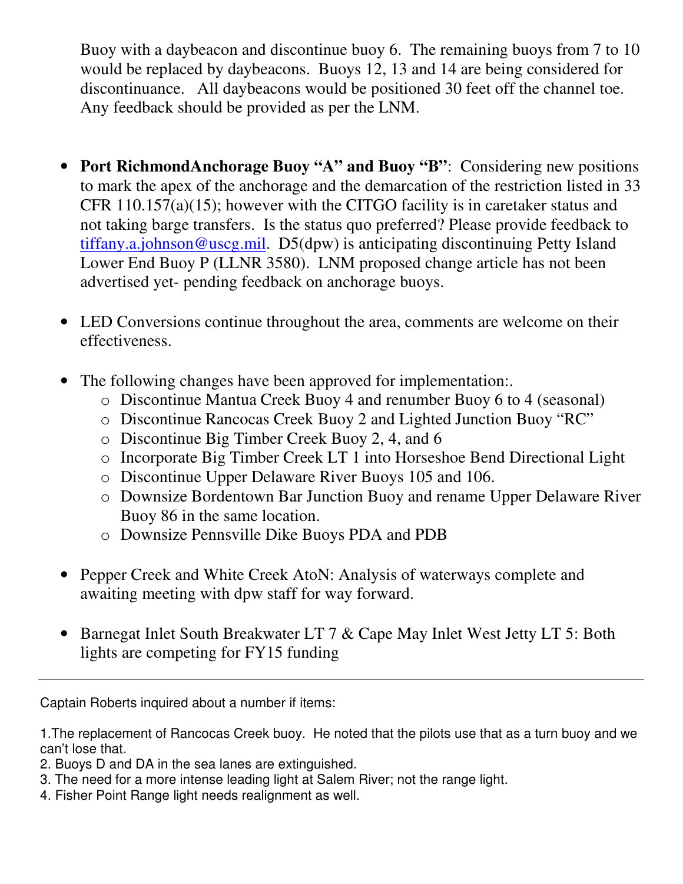Buoy with a daybeacon and discontinue buoy 6. The remaining buoys from 7 to 10 would be replaced by daybeacons. Buoys 12, 13 and 14 are being considered for discontinuance. All daybeacons would be positioned 30 feet off the channel toe. Any feedback should be provided as per the LNM.

- **Port RichmondAnchorage Buoy "A" and Buoy "B"**: Considering new positions to mark the apex of the anchorage and the demarcation of the restriction listed in 33 CFR 110.157(a)(15); however with the CITGO facility is in caretaker status and not taking barge transfers. Is the status quo preferred? Please provide feedback to tiffany.a.johnson@uscg.mil. D5(dpw) is anticipating discontinuing Petty Island Lower End Buoy P (LLNR 3580). LNM proposed change article has not been advertised yet- pending feedback on anchorage buoys.

- LED Conversions continue throughout the area, comments are welcome on their effectiveness.

- The following changes have been approved for implementation:.
  - Discontinue Mantua Creek Buoy 4 and renumber Buoy 6 to 4 (seasonal)
  - Discontinue Rancocas Creek Buoy 2 and Lighted Junction Buoy "RC"
  - Discontinue Big Timber Creek Buoy 2, 4, and 6
  - Incorporate Big Timber Creek LT 1 into Horseshoe Bend Directional Light
  - Discontinue Upper Delaware River Buoys 105 and 106.
  - Downsize Bordentown Bar Junction Buoy and rename Upper Delaware River Buoy 86 in the same location.
  - Downsize Pennsville Dike Buoys PDA and PDB

- Pepper Creek and White Creek AtoN: Analysis of waterways complete and awaiting meeting with dpw staff for way forward.

- Barnegat Inlet South Breakwater LT 7 & Cape May Inlet West Jetty LT 5: Both lights are competing for FY15 funding

---

Captain Roberts inquired about a number if items:

1. The replacement of Rancocas Creek buoy. He noted that the pilots use that as a turn buoy and we can't lose that.
2. Buoys D and DA in the sea lanes are extinguished.
3. The need for a more intense leading light at Salem River; not the range light.
4. Fisher Point Range light needs realignment as well.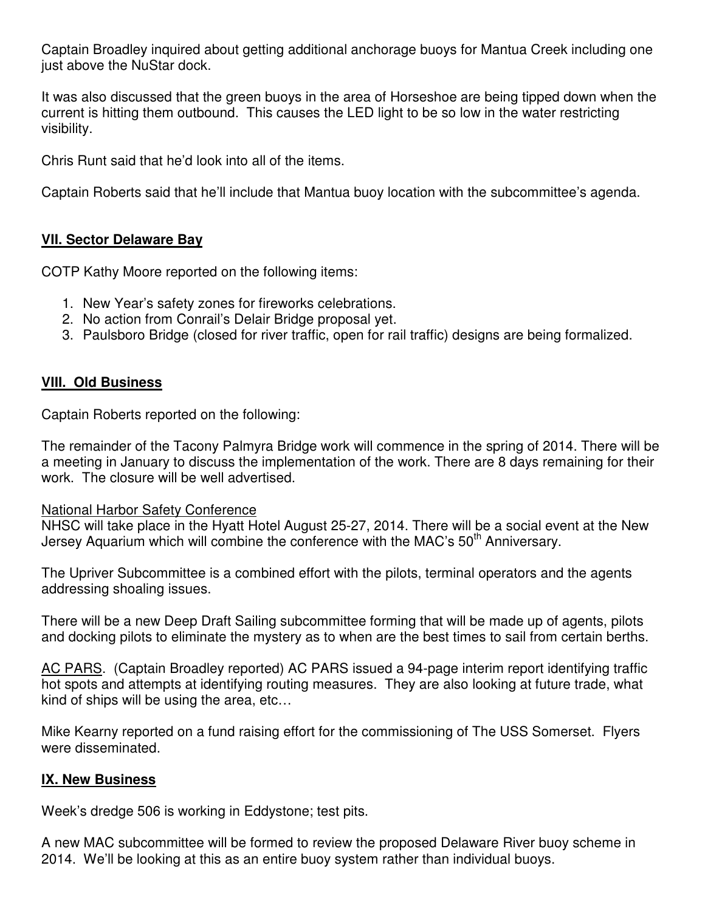Captain Broadley inquired about getting additional anchorage buoys for Mantua Creek including one just above the NuStar dock.

It was also discussed that the green buoys in the area of Horseshoe are being tipped down when the current is hitting them outbound. This causes the LED light to be so low in the water restricting visibility.

Chris Runt said that he'd look into all of the items.

Captain Roberts said that he'll include that Mantua buoy location with the subcommittee's agenda.

## VII. Sector Delaware Bay

COTP Kathy Moore reported on the following items:

1. New Year's safety zones for fireworks celebrations.
2. No action from Conrail's Delair Bridge proposal yet.
3. Paulsboro Bridge (closed for river traffic, open for rail traffic) designs are being formalized.

## VIII. Old Business

Captain Roberts reported on the following:

The remainder of the Tacony Palmyra Bridge work will commence in the spring of 2014. There will be a meeting in January to discuss the implementation of the work. There are 8 days remaining for their work. The closure will be well advertised.

<u>National Harbor Safety Conference</u>
NHSC will take place in the Hyatt Hotel August 25-27, 2014. There will be a social event at the New Jersey Aquarium which will combine the conference with the MAC's 50th Anniversary.

The Upriver Subcommittee is a combined effort with the pilots, terminal operators and the agents addressing shoaling issues.

There will be a new Deep Draft Sailing subcommittee forming that will be made up of agents, pilots and docking pilots to eliminate the mystery as to when are the best times to sail from certain berths.

<u>AC PARS</u>. (Captain Broadley reported) AC PARS issued a 94-page interim report identifying traffic hot spots and attempts at identifying routing measures. They are also looking at future trade, what kind of ships will be using the area, etc…

Mike Kearny reported on a fund raising effort for the commissioning of The USS Somerset. Flyers were disseminated.

## IX. New Business

Week's dredge 506 is working in Eddystone; test pits.

A new MAC subcommittee will be formed to review the proposed Delaware River buoy scheme in 2014. We'll be looking at this as an entire buoy system rather than individual buoys.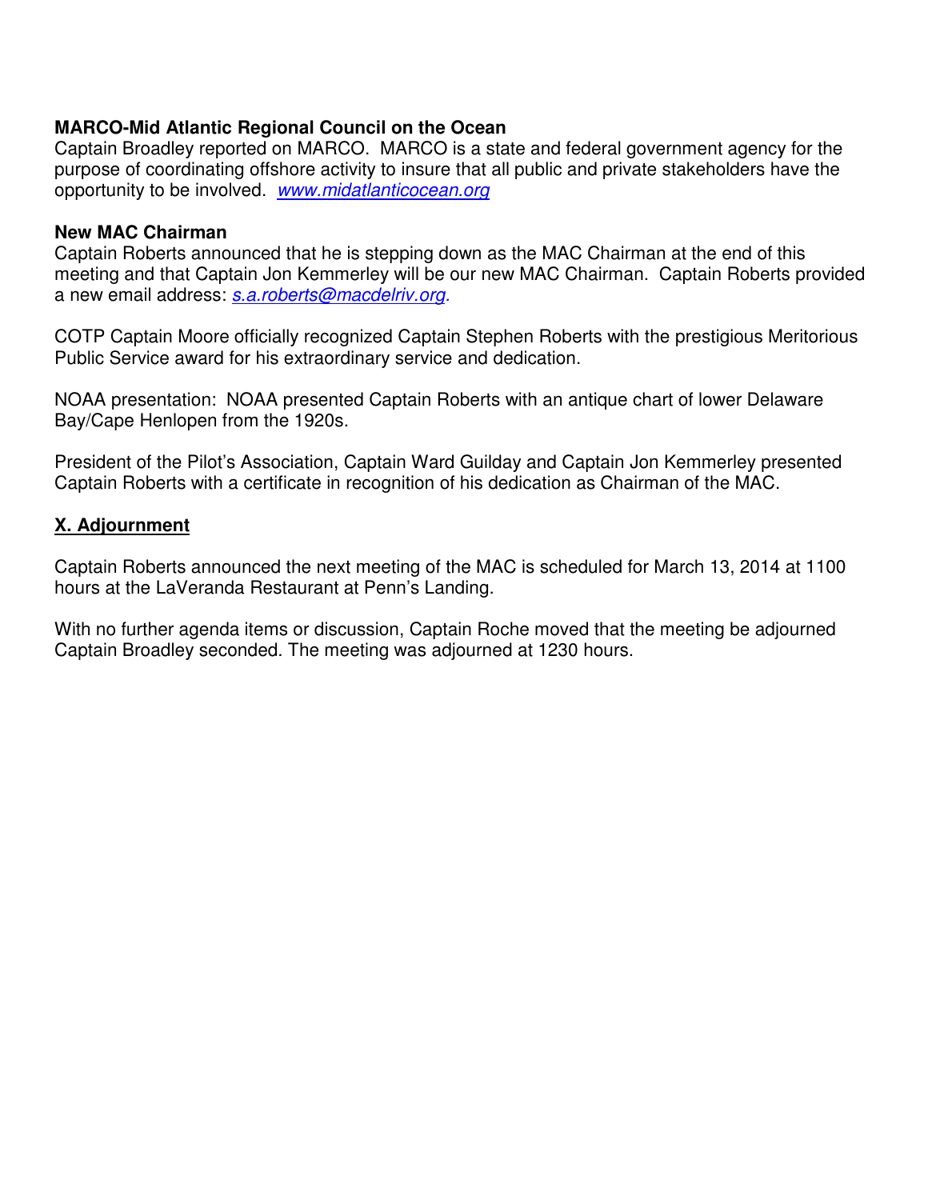**MARCO-Mid Atlantic Regional Council on the Ocean**
Captain Broadley reported on MARCO. MARCO is a state and federal government agency for the purpose of coordinating offshore activity to insure that all public and private stakeholders have the opportunity to be involved. *www.midatlanticocean.org*

**New MAC Chairman**
Captain Roberts announced that he is stepping down as the MAC Chairman at the end of this meeting and that Captain Jon Kemmerley will be our new MAC Chairman. Captain Roberts provided a new email address: *s.a.roberts@macdelriv.org.*

COTP Captain Moore officially recognized Captain Stephen Roberts with the prestigious Meritorious Public Service award for his extraordinary service and dedication.

NOAA presentation: NOAA presented Captain Roberts with an antique chart of lower Delaware Bay/Cape Henlopen from the 1920s.

President of the Pilot's Association, Captain Ward Guilday and Captain Jon Kemmerley presented Captain Roberts with a certificate in recognition of his dedication as Chairman of the MAC.

## X. Adjournment

Captain Roberts announced the next meeting of the MAC is scheduled for March 13, 2014 at 1100 hours at the LaVeranda Restaurant at Penn's Landing.

With no further agenda items or discussion, Captain Roche moved that the meeting be adjourned Captain Broadley seconded. The meeting was adjourned at 1230 hours.